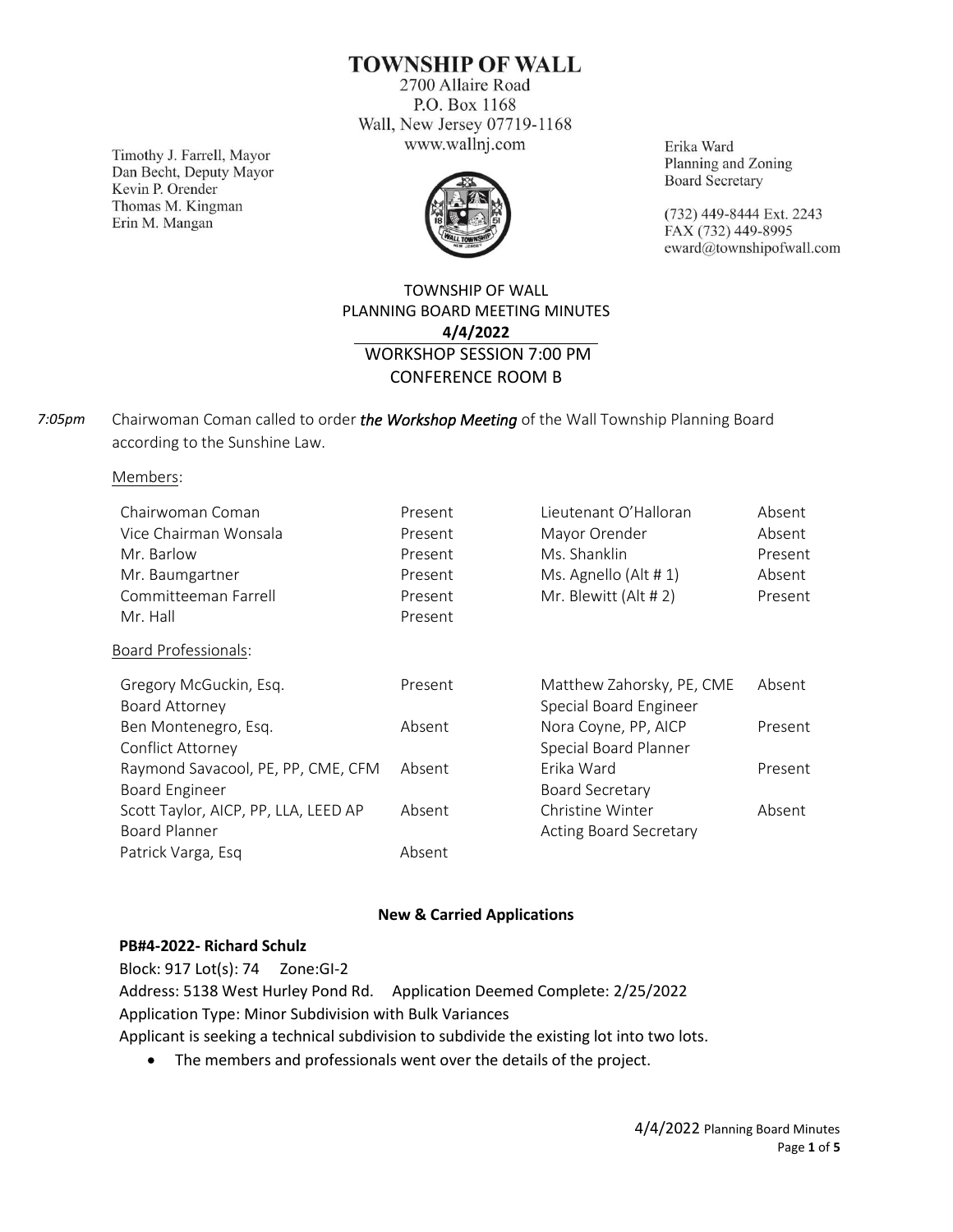# TOWNSHIP OF WALL

2700 Allaire Road
P.O. Box 1168
Wall, New Jersey 07719-1168
www.wallnj.com

Timothy J. Farrell, Mayor
Dan Becht, Deputy Mayor
Kevin P. Orender
Thomas M. Kingman
Erin M. Mangan

Erika Ward
Planning and Zoning
Board Secretary

(732) 449-8444 Ext. 2243
FAX (732) 449-8995
eward@townshipofwall.com

TOWNSHIP OF WALL
PLANNING BOARD MEETING MINUTES
**4/4/2022**
WORKSHOP SESSION 7:00 PM
CONFERENCE ROOM B

*7:05pm* Chairwoman Coman called to order ***the Workshop Meeting*** of the Wall Township Planning Board according to the Sunshine Law.

Members:

| | | | |
|---|---|---|---|
| Chairwoman Coman | Present | Lieutenant O'Halloran | Absent |
| Vice Chairman Wonsala | Present | Mayor Orender | Absent |
| Mr. Barlow | Present | Ms. Shanklin | Present |
| Mr. Baumgartner | Present | Ms. Agnello (Alt # 1) | Absent |
| Committeeman Farrell | Present | Mr. Blewitt (Alt # 2) | Present |
| Mr. Hall | Present | | |

Board Professionals:

| | | | |
|---|---|---|---|
| Gregory McGuckin, Esq. Board Attorney | Present | Matthew Zahorsky, PE, CME Special Board Engineer | Absent |
| Ben Montenegro, Esq. Conflict Attorney | Absent | Nora Coyne, PP, AICP Special Board Planner | Present |
| Raymond Savacool, PE, PP, CME, CFM Board Engineer | Absent | Erika Ward Board Secretary | Present |
| Scott Taylor, AICP, PP, LLA, LEED AP Board Planner | Absent | Christine Winter Acting Board Secretary | Absent |
| Patrick Varga, Esq | Absent | | |

**New & Carried Applications**

**PB#4-2022- Richard Schulz**
Block: 917 Lot(s): 74 Zone:GI-2
Address: 5138 West Hurley Pond Rd. Application Deemed Complete: 2/25/2022
Application Type: Minor Subdivision with Bulk Variances
Applicant is seeking a technical subdivision to subdivide the existing lot into two lots.

- The members and professionals went over the details of the project.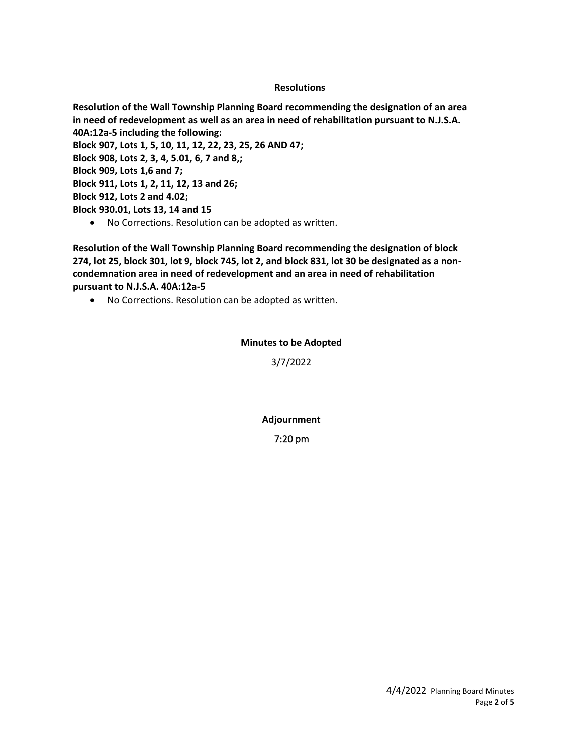### Resolutions

**Resolution of the Wall Township Planning Board recommending the designation of an area in need of redevelopment as well as an area in need of rehabilitation pursuant to N.J.S.A. 40A:12a-5 including the following:**
**Block 907, Lots 1, 5, 10, 11, 12, 22, 23, 25, 26 AND 47;**
**Block 908, Lots 2, 3, 4, 5.01, 6, 7 and 8,;**
**Block 909, Lots 1,6 and 7;**
**Block 911, Lots 1, 2, 11, 12, 13 and 26;**
**Block 912, Lots 2 and 4.02;**
**Block 930.01, Lots 13, 14 and 15**

- No Corrections. Resolution can be adopted as written.

**Resolution of the Wall Township Planning Board recommending the designation of block 274, lot 25, block 301, lot 9, block 745, lot 2, and block 831, lot 30 be designated as a non-condemnation area in need of redevelopment and an area in need of rehabilitation pursuant to N.J.S.A. 40A:12a-5**

- No Corrections. Resolution can be adopted as written.

### Minutes to be Adopted

3/7/2022

### Adjournment

7:20 pm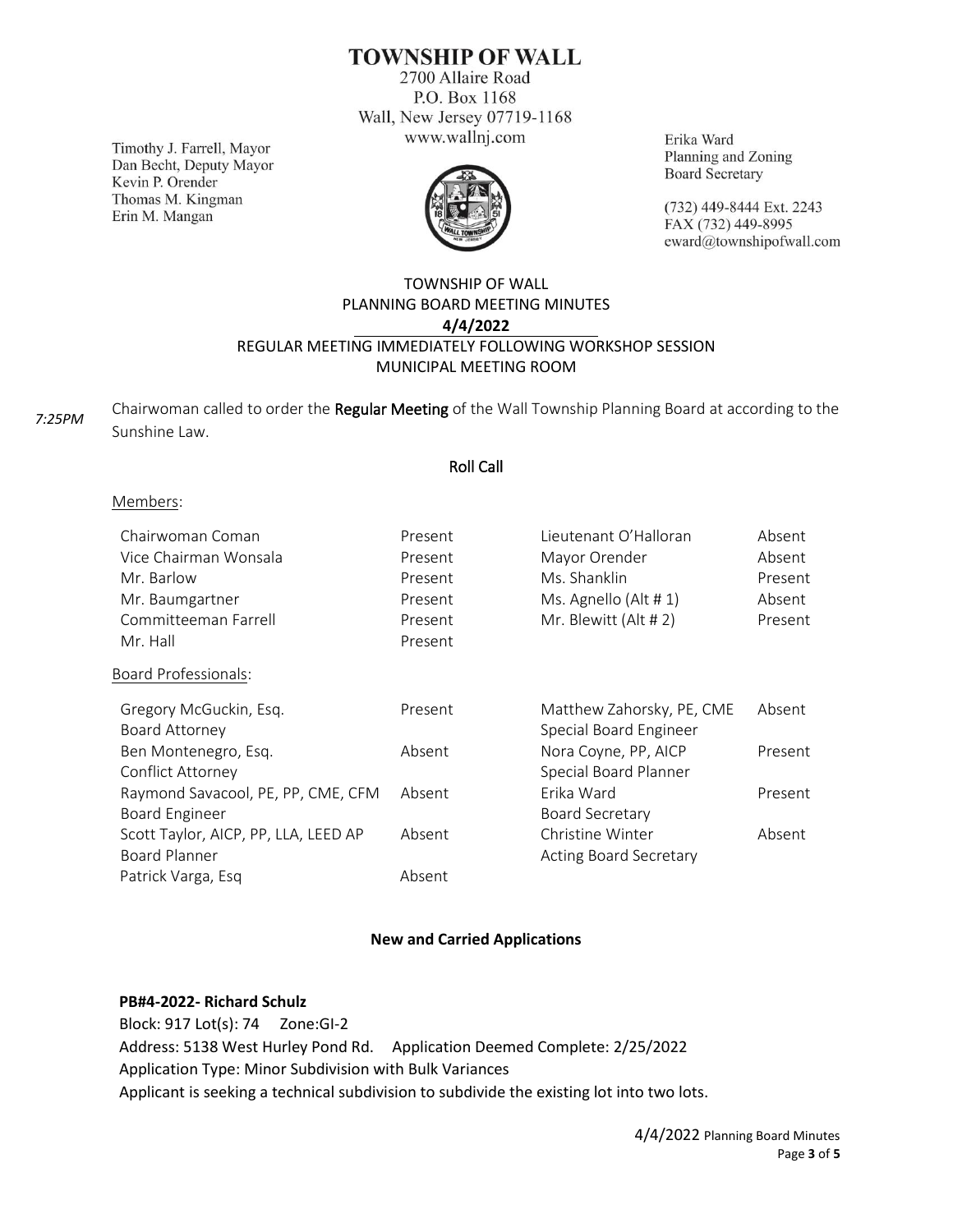# TOWNSHIP OF WALL

2700 Allaire Road
P.O. Box 1168
Wall, New Jersey 07719-1168
www.wallnj.com

Timothy J. Farrell, Mayor
Dan Becht, Deputy Mayor
Kevin P. Orender
Thomas M. Kingman
Erin M. Mangan

Erika Ward
Planning and Zoning
Board Secretary

(732) 449-8444 Ext. 2243
FAX (732) 449-8995
eward@townshipofwall.com

TOWNSHIP OF WALL
PLANNING BOARD MEETING MINUTES
**4/4/2022**
REGULAR MEETING IMMEDIATELY FOLLOWING WORKSHOP SESSION
MUNICIPAL MEETING ROOM

*7:25PM* Chairwoman called to order the **Regular Meeting** of the Wall Township Planning Board at according to the Sunshine Law.

## Roll Call

Members:

| | | | |
|---|---|---|---|
| Chairwoman Coman | Present | Lieutenant O'Halloran | Absent |
| Vice Chairman Wonsala | Present | Mayor Orender | Absent |
| Mr. Barlow | Present | Ms. Shanklin | Present |
| Mr. Baumgartner | Present | Ms. Agnello (Alt # 1) | Absent |
| Committeeman Farrell | Present | Mr. Blewitt (Alt # 2) | Present |
| Mr. Hall | Present | | |

Board Professionals:

| | | | |
|---|---|---|---|
| Gregory McGuckin, Esq.<br>Board Attorney | Present | Matthew Zahorsky, PE, CME<br>Special Board Engineer | Absent |
| Ben Montenegro, Esq.<br>Conflict Attorney | Absent | Nora Coyne, PP, AICP<br>Special Board Planner | Present |
| Raymond Savacool, PE, PP, CME, CFM<br>Board Engineer | Absent | Erika Ward<br>Board Secretary | Present |
| Scott Taylor, AICP, PP, LLA, LEED AP<br>Board Planner | Absent | Christine Winter<br>Acting Board Secretary | Absent |
| Patrick Varga, Esq | Absent | | |

## New and Carried Applications

**PB#4-2022- Richard Schulz**
Block: 917 Lot(s): 74 Zone:GI-2
Address: 5138 West Hurley Pond Rd. Application Deemed Complete: 2/25/2022
Application Type: Minor Subdivision with Bulk Variances
Applicant is seeking a technical subdivision to subdivide the existing lot into two lots.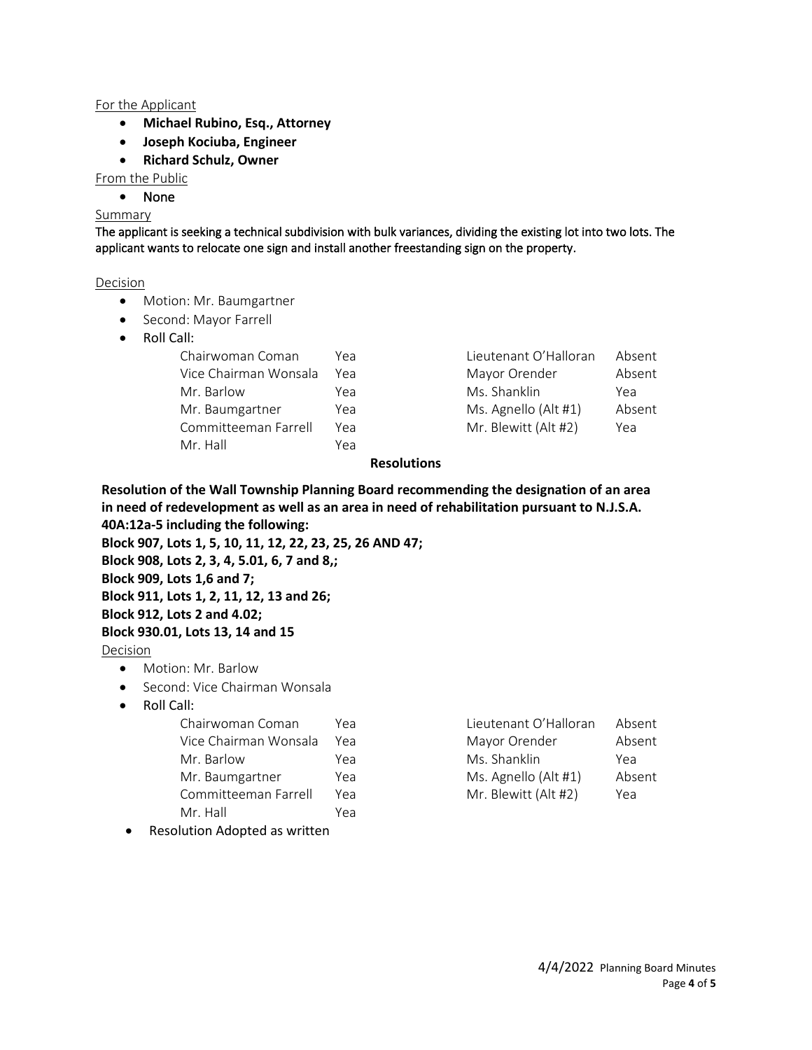For the Applicant

- **Michael Rubino, Esq., Attorney**
- **Joseph Kociuba, Engineer**
- **Richard Schulz, Owner**

From the Public

- None

Summary

The applicant is seeking a technical subdivision with bulk variances, dividing the existing lot into two lots. The applicant wants to relocate one sign and install another freestanding sign on the property.

Decision

- Motion: Mr. Baumgartner
- Second: Mayor Farrell
- Roll Call:

| | | | |
|---|---|---|---|
| Chairwoman Coman | Yea | Lieutenant O'Halloran | Absent |
| Vice Chairman Wonsala | Yea | Mayor Orender | Absent |
| Mr. Barlow | Yea | Ms. Shanklin | Yea |
| Mr. Baumgartner | Yea | Ms. Agnello (Alt #1) | Absent |
| Committeeman Farrell | Yea | Mr. Blewitt (Alt #2) | Yea |
| Mr. Hall | Yea | | |

**Resolutions**

**Resolution of the Wall Township Planning Board recommending the designation of an area in need of redevelopment as well as an area in need of rehabilitation pursuant to N.J.S.A. 40A:12a-5 including the following:**
**Block 907, Lots 1, 5, 10, 11, 12, 22, 23, 25, 26 AND 47;**
**Block 908, Lots 2, 3, 4, 5.01, 6, 7 and 8,;**
**Block 909, Lots 1,6 and 7;**
**Block 911, Lots 1, 2, 11, 12, 13 and 26;**
**Block 912, Lots 2 and 4.02;**
**Block 930.01, Lots 13, 14 and 15**

Decision

- Motion: Mr. Barlow
- Second: Vice Chairman Wonsala
- Roll Call:

| | | | |
|---|---|---|---|
| Chairwoman Coman | Yea | Lieutenant O'Halloran | Absent |
| Vice Chairman Wonsala | Yea | Mayor Orender | Absent |
| Mr. Barlow | Yea | Ms. Shanklin | Yea |
| Mr. Baumgartner | Yea | Ms. Agnello (Alt #1) | Absent |
| Committeeman Farrell | Yea | Mr. Blewitt (Alt #2) | Yea |
| Mr. Hall | Yea | | |

- Resolution Adopted as written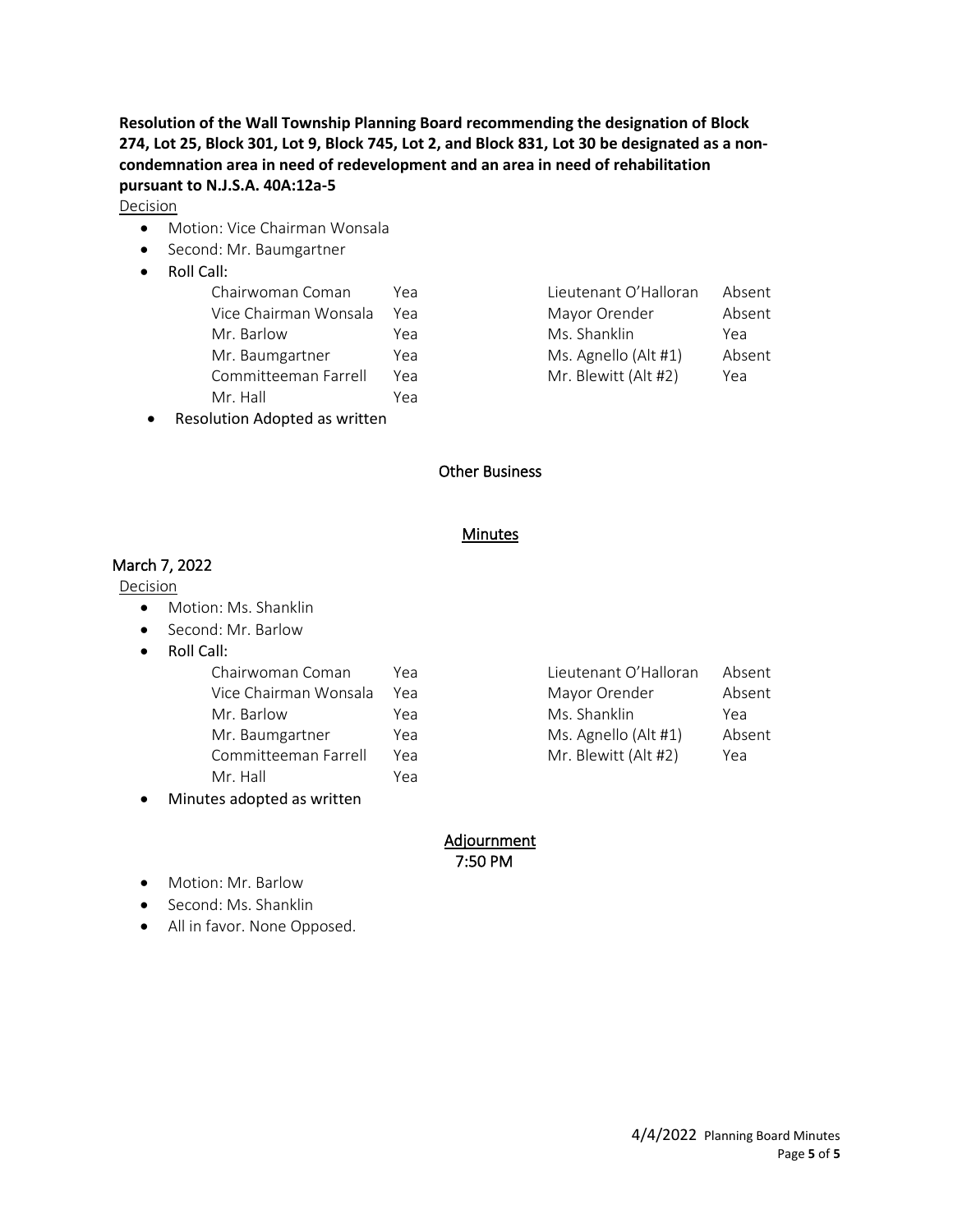**Resolution of the Wall Township Planning Board recommending the designation of Block 274, Lot 25, Block 301, Lot 9, Block 745, Lot 2, and Block 831, Lot 30 be designated as a non-condemnation area in need of redevelopment and an area in need of rehabilitation pursuant to N.J.S.A. 40A:12a-5**

Decision

- Motion: Vice Chairman Wonsala
- Second: Mr. Baumgartner
- Roll Call:

| | | | |
|---|---|---|---|
| Chairwoman Coman | Yea | Lieutenant O'Halloran | Absent |
| Vice Chairman Wonsala | Yea | Mayor Orender | Absent |
| Mr. Barlow | Yea | Ms. Shanklin | Yea |
| Mr. Baumgartner | Yea | Ms. Agnello (Alt #1) | Absent |
| Committeeman Farrell | Yea | Mr. Blewitt (Alt #2) | Yea |
| Mr. Hall | Yea | | |

- Resolution Adopted as written

## Other Business

## Minutes

### March 7, 2022

Decision

- Motion: Ms. Shanklin
- Second: Mr. Barlow
- Roll Call:

| | | | |
|---|---|---|---|
| Chairwoman Coman | Yea | Lieutenant O'Halloran | Absent |
| Vice Chairman Wonsala | Yea | Mayor Orender | Absent |
| Mr. Barlow | Yea | Ms. Shanklin | Yea |
| Mr. Baumgartner | Yea | Ms. Agnello (Alt #1) | Absent |
| Committeeman Farrell | Yea | Mr. Blewitt (Alt #2) | Yea |
| Mr. Hall | Yea | | |

- Minutes adopted as written

## Adjournment

7:50 PM

- Motion: Mr. Barlow
- Second: Ms. Shanklin
- All in favor. None Opposed.